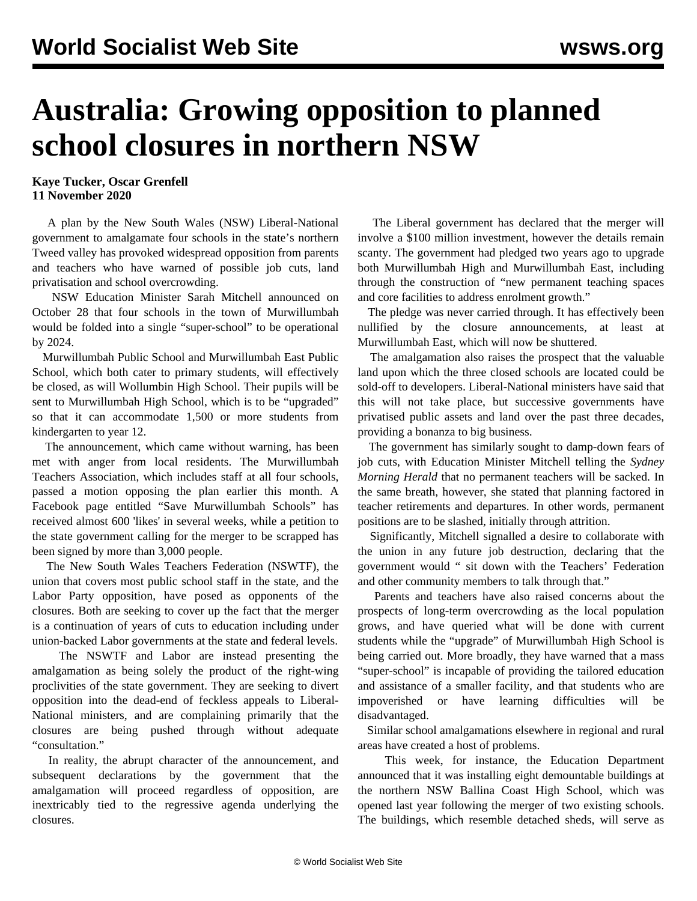# Australia: Growing opposition to planned school closures in northern NSW

**Kaye Tucker, Oscar Grenfell**
**11 November 2020**

A plan by the New South Wales (NSW) Liberal-National government to amalgamate four schools in the state's northern Tweed valley has provoked widespread opposition from parents and teachers who have warned of possible job cuts, land privatisation and school overcrowding.

NSW Education Minister Sarah Mitchell announced on October 28 that four schools in the town of Murwillumbah would be folded into a single "super-school" to be operational by 2024.

Murwillumbah Public School and Murwillumbah East Public School, which both cater to primary students, will effectively be closed, as will Wollumbin High School. Their pupils will be sent to Murwillumbah High School, which is to be "upgraded" so that it can accommodate 1,500 or more students from kindergarten to year 12.

The announcement, which came without warning, has been met with anger from local residents. The Murwillumbah Teachers Association, which includes staff at all four schools, passed a motion opposing the plan earlier this month. A Facebook page entitled "Save Murwillumbah Schools" has received almost 600 'likes' in several weeks, while a petition to the state government calling for the merger to be scrapped has been signed by more than 3,000 people.

The New South Wales Teachers Federation (NSWTF), the union that covers most public school staff in the state, and the Labor Party opposition, have posed as opponents of the closures. Both are seeking to cover up the fact that the merger is a continuation of years of cuts to education including under union-backed Labor governments at the state and federal levels.

The NSWTF and Labor are instead presenting the amalgamation as being solely the product of the right-wing proclivities of the state government. They are seeking to divert opposition into the dead-end of feckless appeals to Liberal-National ministers, and are complaining primarily that the closures are being pushed through without adequate "consultation."

In reality, the abrupt character of the announcement, and subsequent declarations by the government that the amalgamation will proceed regardless of opposition, are inextricably tied to the regressive agenda underlying the closures.

The Liberal government has declared that the merger will involve a $100 million investment, however the details remain scanty. The government had pledged two years ago to upgrade both Murwillumbah High and Murwillumbah East, including through the construction of "new permanent teaching spaces and core facilities to address enrolment growth."

The pledge was never carried through. It has effectively been nullified by the closure announcements, at least at Murwillumbah East, which will now be shuttered.

The amalgamation also raises the prospect that the valuable land upon which the three closed schools are located could be sold-off to developers. Liberal-National ministers have said that this will not take place, but successive governments have privatised public assets and land over the past three decades, providing a bonanza to big business.

The government has similarly sought to damp-down fears of job cuts, with Education Minister Mitchell telling the *Sydney Morning Herald* that no permanent teachers will be sacked. In the same breath, however, she stated that planning factored in teacher retirements and departures. In other words, permanent positions are to be slashed, initially through attrition.

Significantly, Mitchell signalled a desire to collaborate with the union in any future job destruction, declaring that the government would " sit down with the Teachers' Federation and other community members to talk through that."

Parents and teachers have also raised concerns about the prospects of long-term overcrowding as the local population grows, and have queried what will be done with current students while the "upgrade" of Murwillumbah High School is being carried out. More broadly, they have warned that a mass "super-school" is incapable of providing the tailored education and assistance of a smaller facility, and that students who are impoverished or have learning difficulties will be disadvantaged.

Similar school amalgamations elsewhere in regional and rural areas have created a host of problems.

This week, for instance, the Education Department announced that it was installing eight demountable buildings at the northern NSW Ballina Coast High School, which was opened last year following the merger of two existing schools. The buildings, which resemble detached sheds, will serve as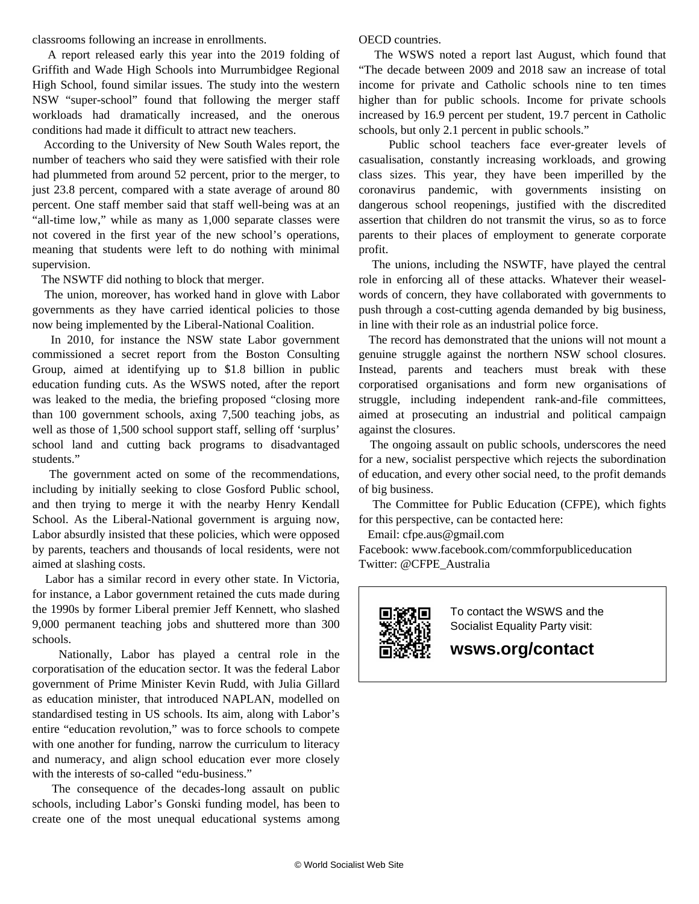classrooms following an increase in enrollments.

A report released early this year into the 2019 folding of Griffith and Wade High Schools into Murrumbidgee Regional High School, found similar issues. The study into the western NSW "super-school" found that following the merger staff workloads had dramatically increased, and the onerous conditions had made it difficult to attract new teachers.

According to the University of New South Wales report, the number of teachers who said they were satisfied with their role had plummeted from around 52 percent, prior to the merger, to just 23.8 percent, compared with a state average of around 80 percent. One staff member said that staff well-being was at an "all-time low," while as many as 1,000 separate classes were not covered in the first year of the new school's operations, meaning that students were left to do nothing with minimal supervision.

The NSWTF did nothing to block that merger.

The union, moreover, has worked hand in glove with Labor governments as they have carried identical policies to those now being implemented by the Liberal-National Coalition.

In 2010, for instance the NSW state Labor government commissioned a secret report from the Boston Consulting Group, aimed at identifying up to $1.8 billion in public education funding cuts. As the WSWS noted, after the report was leaked to the media, the briefing proposed "closing more than 100 government schools, axing 7,500 teaching jobs, as well as those of 1,500 school support staff, selling off 'surplus' school land and cutting back programs to disadvantaged students."

The government acted on some of the recommendations, including by initially seeking to close Gosford Public school, and then trying to merge it with the nearby Henry Kendall School. As the Liberal-National government is arguing now, Labor absurdly insisted that these policies, which were opposed by parents, teachers and thousands of local residents, were not aimed at slashing costs.

Labor has a similar record in every other state. In Victoria, for instance, a Labor government retained the cuts made during the 1990s by former Liberal premier Jeff Kennett, who slashed 9,000 permanent teaching jobs and shuttered more than 300 schools.

Nationally, Labor has played a central role in the corporatisation of the education sector. It was the federal Labor government of Prime Minister Kevin Rudd, with Julia Gillard as education minister, that introduced NAPLAN, modelled on standardised testing in US schools. Its aim, along with Labor's entire "education revolution," was to force schools to compete with one another for funding, narrow the curriculum to literacy and numeracy, and align school education ever more closely with the interests of so-called "edu-business."

The consequence of the decades-long assault on public schools, including Labor's Gonski funding model, has been to create one of the most unequal educational systems among OECD countries.

The WSWS noted a report last August, which found that "The decade between 2009 and 2018 saw an increase of total income for private and Catholic schools nine to ten times higher than for public schools. Income for private schools increased by 16.9 percent per student, 19.7 percent in Catholic schools, but only 2.1 percent in public schools."

Public school teachers face ever-greater levels of casualisation, constantly increasing workloads, and growing class sizes. This year, they have been imperilled by the coronavirus pandemic, with governments insisting on dangerous school reopenings, justified with the discredited assertion that children do not transmit the virus, so as to force parents to their places of employment to generate corporate profit.

The unions, including the NSWTF, have played the central role in enforcing all of these attacks. Whatever their weasel-words of concern, they have collaborated with governments to push through a cost-cutting agenda demanded by big business, in line with their role as an industrial police force.

The record has demonstrated that the unions will not mount a genuine struggle against the northern NSW school closures. Instead, parents and teachers must break with these corporatised organisations and form new organisations of struggle, including independent rank-and-file committees, aimed at prosecuting an industrial and political campaign against the closures.

The ongoing assault on public schools, underscores the need for a new, socialist perspective which rejects the subordination of education, and every other social need, to the profit demands of big business.

The Committee for Public Education (CFPE), which fights for this perspective, can be contacted here:

Email: cfpe.aus@gmail.com
Facebook: www.facebook.com/commforpubliceducation
Twitter: @CFPE_Australia

To contact the WSWS and the Socialist Equality Party visit:

**wsws.org/contact**